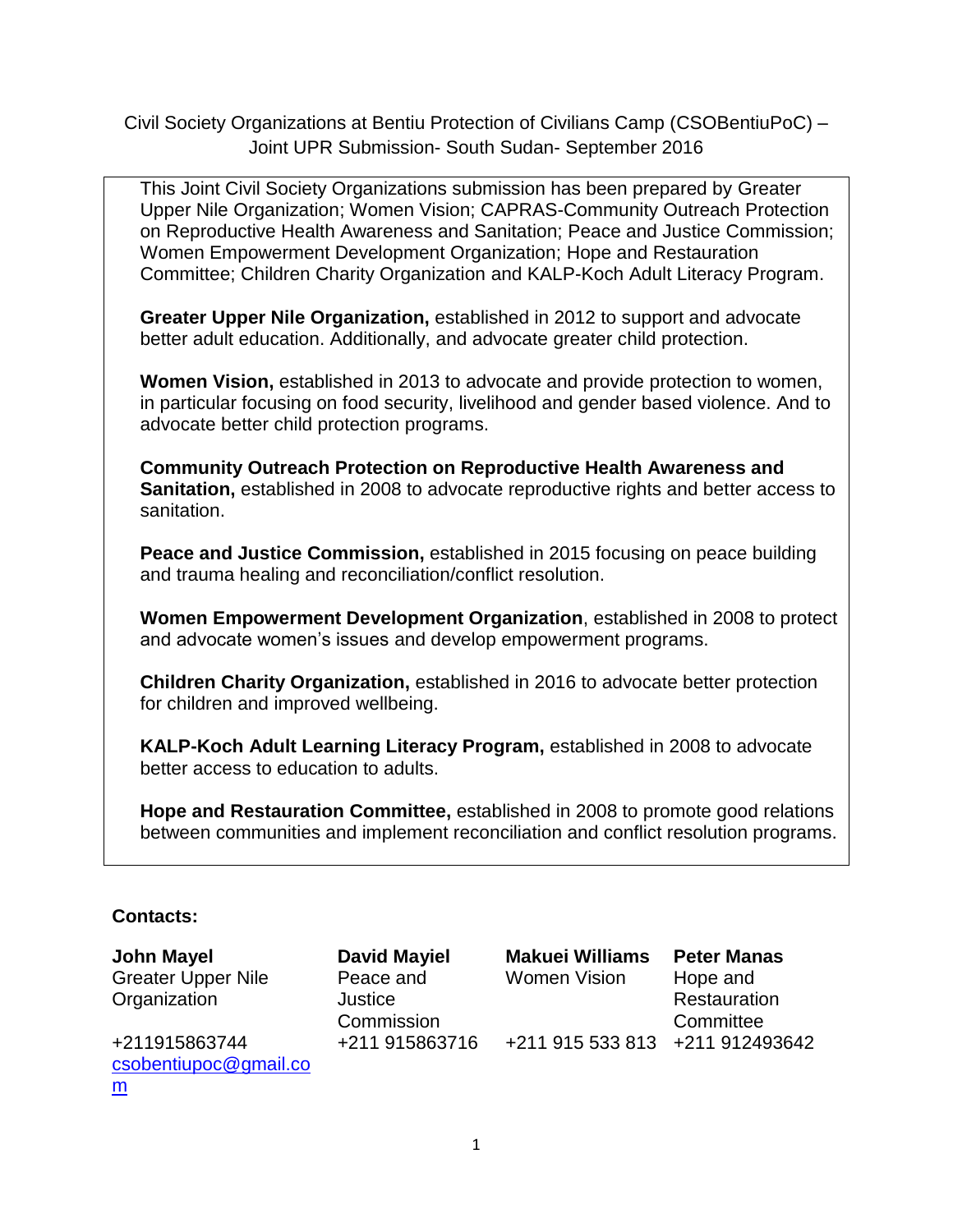Civil Society Organizations at Bentiu Protection of Civilians Camp (CSOBentiuPoC) – Joint UPR Submission- South Sudan- September 2016

This Joint Civil Society Organizations submission has been prepared by Greater Upper Nile Organization; Women Vision; CAPRAS-Community Outreach Protection on Reproductive Health Awareness and Sanitation; Peace and Justice Commission; Women Empowerment Development Organization; Hope and Restauration Committee; Children Charity Organization and KALP-Koch Adult Literacy Program.

**Greater Upper Nile Organization,** established in 2012 to support and advocate better adult education. Additionally, and advocate greater child protection.

**Women Vision,** established in 2013 to advocate and provide protection to women, in particular focusing on food security, livelihood and gender based violence. And to advocate better child protection programs.

**Community Outreach Protection on Reproductive Health Awareness and Sanitation,** established in 2008 to advocate reproductive rights and better access to sanitation.

**Peace and Justice Commission,** established in 2015 focusing on peace building and trauma healing and reconciliation/conflict resolution.

**Women Empowerment Development Organization**, established in 2008 to protect and advocate women's issues and develop empowerment programs.

**Children Charity Organization,** established in 2016 to advocate better protection for children and improved wellbeing.

**KALP-Koch Adult Learning Literacy Program,** established in 2008 to advocate better access to education to adults.

**Hope and Restauration Committee,** established in 2008 to promote good relations between communities and implement reconciliation and conflict resolution programs.

**Contacts:**

| **John Mayel** | **David Mayiel** | **Makuei Williams** | **Peter Manas** |
|---|---|---|---|
| Greater Upper Nile Organization | Peace and Justice Commission | Women Vision | Hope and Restauration Committee |
| +211915863744 | +211 915863716 | +211 915 533 813 | +211 912493642 |
| csobentiupoc@gmail.com | | | |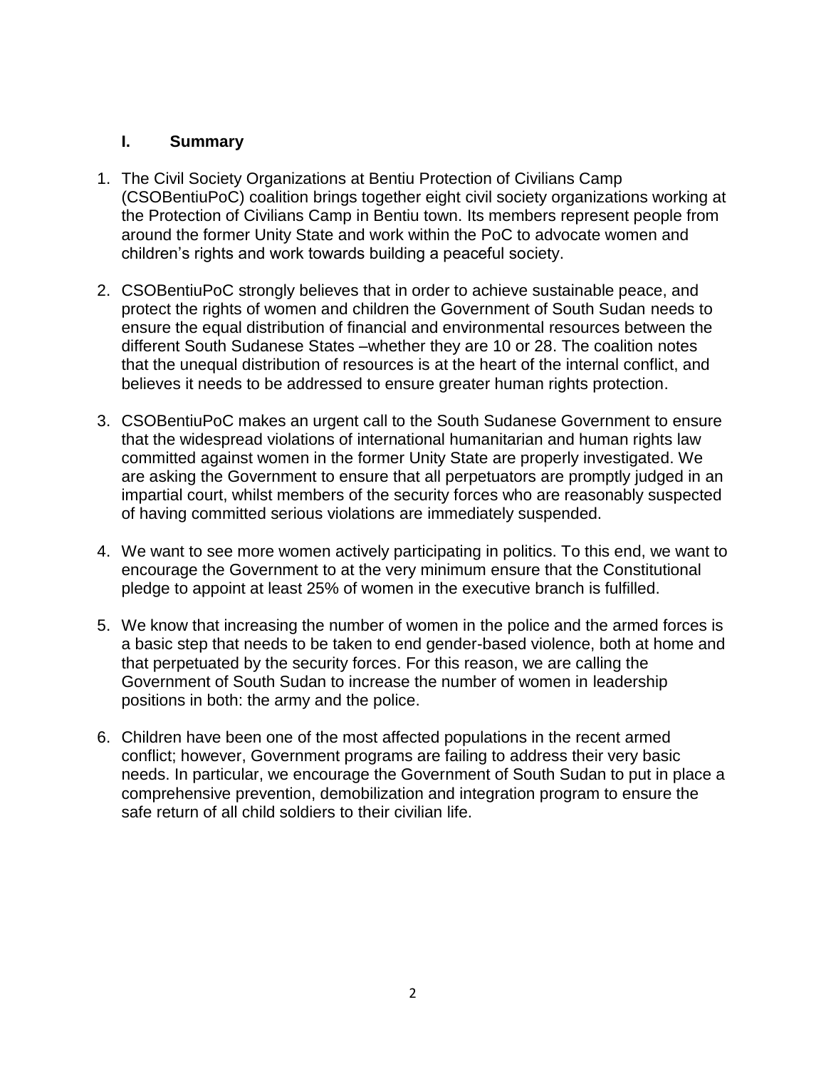## I. Summary

1. The Civil Society Organizations at Bentiu Protection of Civilians Camp (CSOBentiuPoC) coalition brings together eight civil society organizations working at the Protection of Civilians Camp in Bentiu town. Its members represent people from around the former Unity State and work within the PoC to advocate women and children's rights and work towards building a peaceful society.

2. CSOBentiuPoC strongly believes that in order to achieve sustainable peace, and protect the rights of women and children the Government of South Sudan needs to ensure the equal distribution of financial and environmental resources between the different South Sudanese States –whether they are 10 or 28. The coalition notes that the unequal distribution of resources is at the heart of the internal conflict, and believes it needs to be addressed to ensure greater human rights protection.

3. CSOBentiuPoC makes an urgent call to the South Sudanese Government to ensure that the widespread violations of international humanitarian and human rights law committed against women in the former Unity State are properly investigated. We are asking the Government to ensure that all perpetuators are promptly judged in an impartial court, whilst members of the security forces who are reasonably suspected of having committed serious violations are immediately suspended.

4. We want to see more women actively participating in politics. To this end, we want to encourage the Government to at the very minimum ensure that the Constitutional pledge to appoint at least 25% of women in the executive branch is fulfilled.

5. We know that increasing the number of women in the police and the armed forces is a basic step that needs to be taken to end gender-based violence, both at home and that perpetuated by the security forces. For this reason, we are calling the Government of South Sudan to increase the number of women in leadership positions in both: the army and the police.

6. Children have been one of the most affected populations in the recent armed conflict; however, Government programs are failing to address their very basic needs. In particular, we encourage the Government of South Sudan to put in place a comprehensive prevention, demobilization and integration program to ensure the safe return of all child soldiers to their civilian life.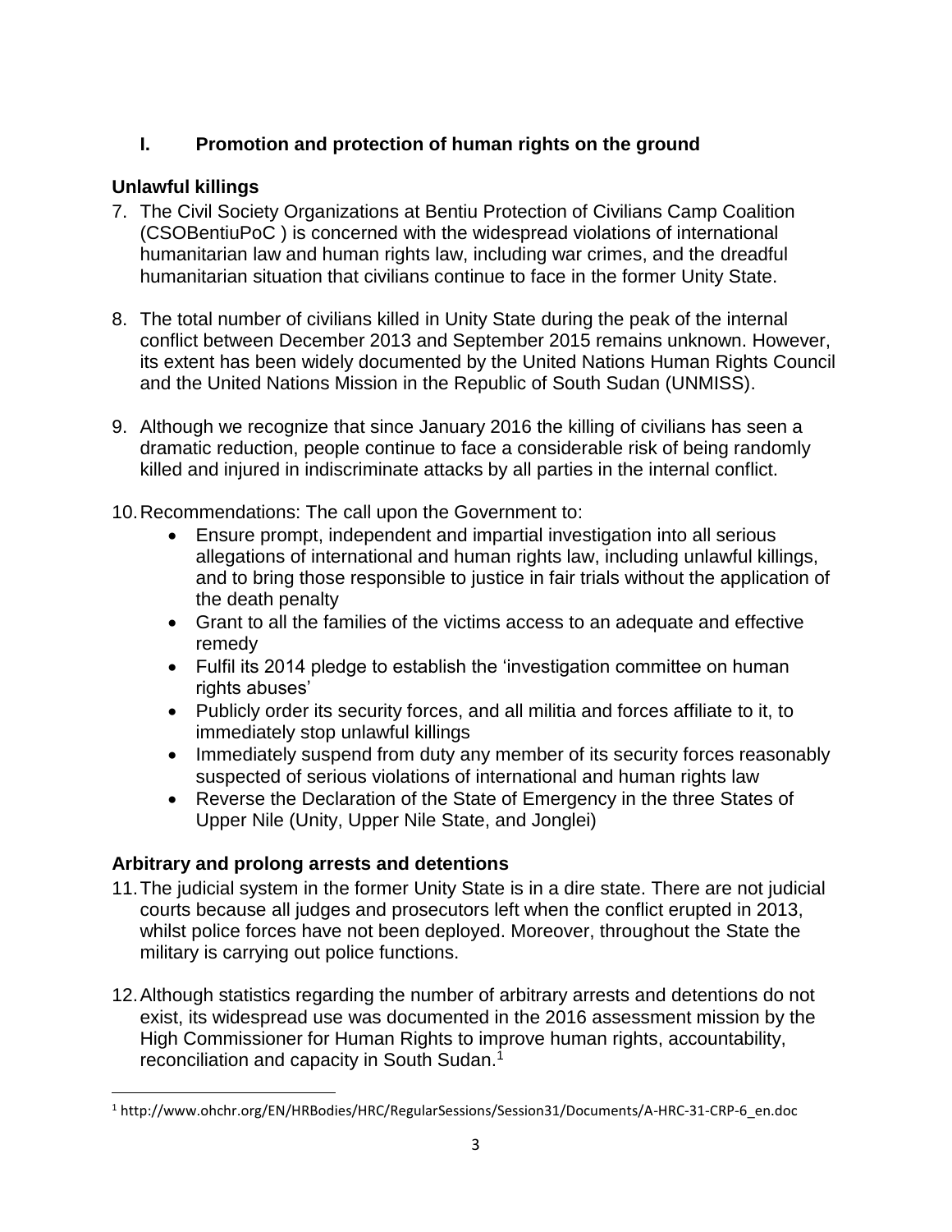## I. Promotion and protection of human rights on the ground

### Unlawful killings

7. The Civil Society Organizations at Bentiu Protection of Civilians Camp Coalition (CSOBentiuPoC ) is concerned with the widespread violations of international humanitarian law and human rights law, including war crimes, and the dreadful humanitarian situation that civilians continue to face in the former Unity State.

8. The total number of civilians killed in Unity State during the peak of the internal conflict between December 2013 and September 2015 remains unknown. However, its extent has been widely documented by the United Nations Human Rights Council and the United Nations Mission in the Republic of South Sudan (UNMISS).

9. Although we recognize that since January 2016 the killing of civilians has seen a dramatic reduction, people continue to face a considerable risk of being randomly killed and injured in indiscriminate attacks by all parties in the internal conflict.

10. Recommendations: The call upon the Government to:
    - Ensure prompt, independent and impartial investigation into all serious allegations of international and human rights law, including unlawful killings, and to bring those responsible to justice in fair trials without the application of the death penalty
    - Grant to all the families of the victims access to an adequate and effective remedy
    - Fulfil its 2014 pledge to establish the 'investigation committee on human rights abuses'
    - Publicly order its security forces, and all militia and forces affiliate to it, to immediately stop unlawful killings
    - Immediately suspend from duty any member of its security forces reasonably suspected of serious violations of international and human rights law
    - Reverse the Declaration of the State of Emergency in the three States of Upper Nile (Unity, Upper Nile State, and Jonglei)

### Arbitrary and prolong arrests and detentions

11. The judicial system in the former Unity State is in a dire state. There are not judicial courts because all judges and prosecutors left when the conflict erupted in 2013, whilst police forces have not been deployed. Moreover, throughout the State the military is carrying out police functions.

12. Although statistics regarding the number of arbitrary arrests and detentions do not exist, its widespread use was documented in the 2016 assessment mission by the High Commissioner for Human Rights to improve human rights, accountability, reconciliation and capacity in South Sudan.[1]

---

[1] http://www.ohchr.org/EN/HRBodies/HRC/RegularSessions/Session31/Documents/A-HRC-31-CRP-6_en.doc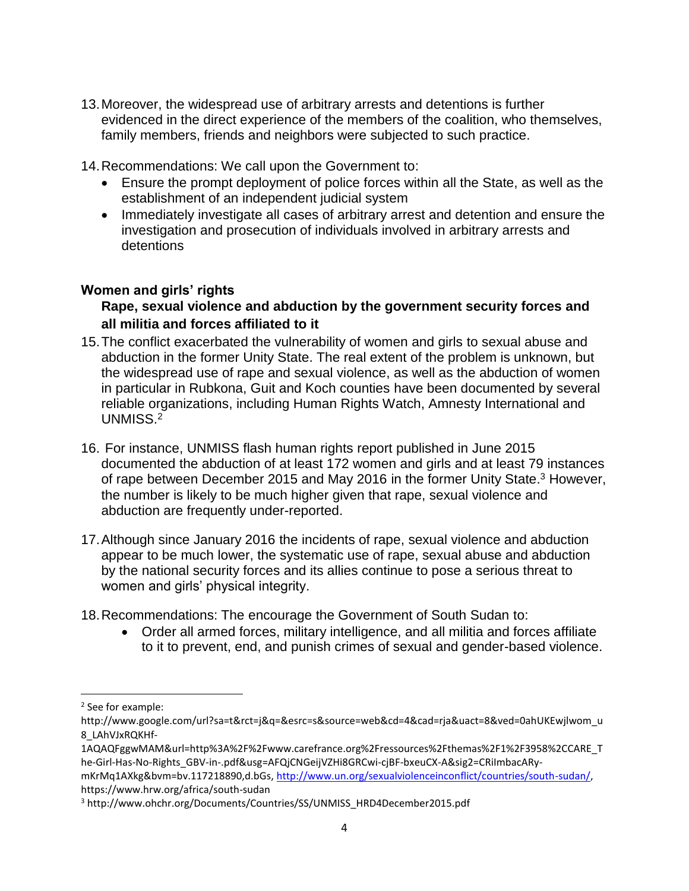13. Moreover, the widespread use of arbitrary arrests and detentions is further evidenced in the direct experience of the members of the coalition, who themselves, family members, friends and neighbors were subjected to such practice.

14. Recommendations: We call upon the Government to:
    - Ensure the prompt deployment of police forces within all the State, as well as the establishment of an independent judicial system
    - Immediately investigate all cases of arbitrary arrest and detention and ensure the investigation and prosecution of individuals involved in arbitrary arrests and detentions

### Women and girls' rights

#### Rape, sexual violence and abduction by the government security forces and all militia and forces affiliated to it

15. The conflict exacerbated the vulnerability of women and girls to sexual abuse and abduction in the former Unity State. The real extent of the problem is unknown, but the widespread use of rape and sexual violence, as well as the abduction of women in particular in Rubkona, Guit and Koch counties have been documented by several reliable organizations, including Human Rights Watch, Amnesty International and UNMISS.[2]

16. For instance, UNMISS flash human rights report published in June 2015 documented the abduction of at least 172 women and girls and at least 79 instances of rape between December 2015 and May 2016 in the former Unity State.[3] However, the number is likely to be much higher given that rape, sexual violence and abduction are frequently under-reported.

17. Although since January 2016 the incidents of rape, sexual violence and abduction appear to be much lower, the systematic use of rape, sexual abuse and abduction by the national security forces and its allies continue to pose a serious threat to women and girls' physical integrity.

18. Recommendations: The encourage the Government of South Sudan to:
    - Order all armed forces, military intelligence, and all militia and forces affiliate to it to prevent, end, and punish crimes of sexual and gender-based violence.

---

[2] See for example: http://www.google.com/url?sa=t&rct=j&q=&esrc=s&source=web&cd=4&cad=rja&uact=8&ved=0ahUKEwjlwom_u8_LAhVJxRQKHf-1AQAQFggwMAM&url=http%3A%2F%2Fwww.carefrance.org%2Fressources%2Fthemas%2F1%2F3958%2CCARE_The-Girl-Has-No-Rights_GBV-in-.pdf&usg=AFQjCNGeijVZHi8GRCwi-cjBF-bxeuCX-A&sig2=CRiImbacARy-mKrMq1AXkg&bvm=bv.117218890,d.bGs, http://www.un.org/sexualviolenceinconflict/countries/south-sudan/, https://www.hrw.org/africa/south-sudan

[3] http://www.ohchr.org/Documents/Countries/SS/UNMISS_HRD4December2015.pdf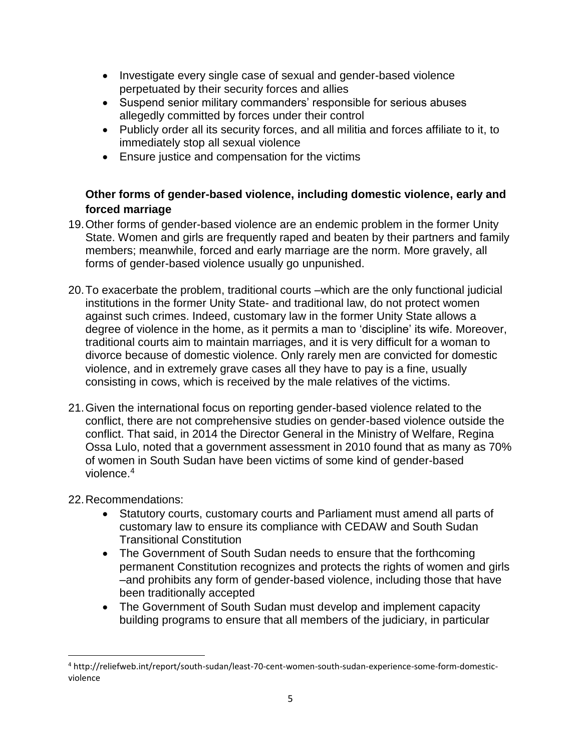- Investigate every single case of sexual and gender-based violence perpetuated by their security forces and allies
- Suspend senior military commanders' responsible for serious abuses allegedly committed by forces under their control
- Publicly order all its security forces, and all militia and forces affiliate to it, to immediately stop all sexual violence
- Ensure justice and compensation for the victims

**Other forms of gender-based violence, including domestic violence, early and forced marriage**

19. Other forms of gender-based violence are an endemic problem in the former Unity State. Women and girls are frequently raped and beaten by their partners and family members; meanwhile, forced and early marriage are the norm. More gravely, all forms of gender-based violence usually go unpunished.

20. To exacerbate the problem, traditional courts –which are the only functional judicial institutions in the former Unity State- and traditional law, do not protect women against such crimes. Indeed, customary law in the former Unity State allows a degree of violence in the home, as it permits a man to 'discipline' its wife. Moreover, traditional courts aim to maintain marriages, and it is very difficult for a woman to divorce because of domestic violence. Only rarely men are convicted for domestic violence, and in extremely grave cases all they have to pay is a fine, usually consisting in cows, which is received by the male relatives of the victims.

21. Given the international focus on reporting gender-based violence related to the conflict, there are not comprehensive studies on gender-based violence outside the conflict. That said, in 2014 the Director General in the Ministry of Welfare, Regina Ossa Lulo, noted that a government assessment in 2010 found that as many as 70% of women in South Sudan have been victims of some kind of gender-based violence.[4]

22. Recommendations:
    - Statutory courts, customary courts and Parliament must amend all parts of customary law to ensure its compliance with CEDAW and South Sudan Transitional Constitution
    - The Government of South Sudan needs to ensure that the forthcoming permanent Constitution recognizes and protects the rights of women and girls –and prohibits any form of gender-based violence, including those that have been traditionally accepted
    - The Government of South Sudan must develop and implement capacity building programs to ensure that all members of the judiciary, in particular

---

[4] http://reliefweb.int/report/south-sudan/least-70-cent-women-south-sudan-experience-some-form-domestic-violence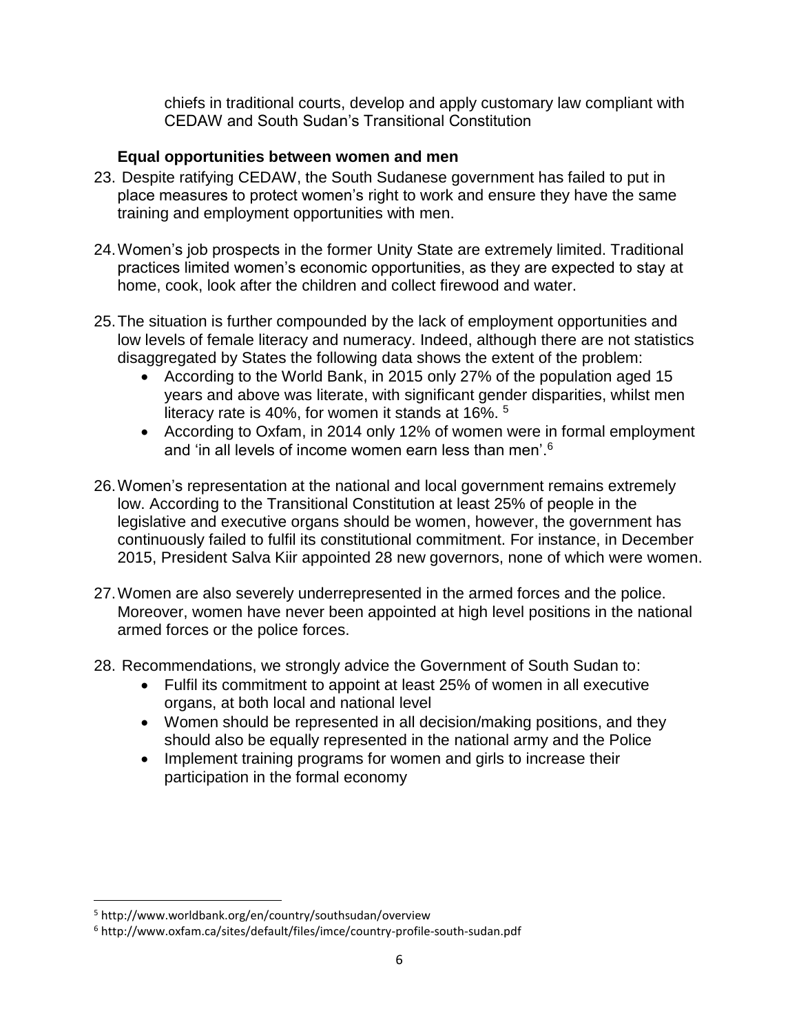chiefs in traditional courts, develop and apply customary law compliant with CEDAW and South Sudan's Transitional Constitution

### Equal opportunities between women and men

23. Despite ratifying CEDAW, the South Sudanese government has failed to put in place measures to protect women's right to work and ensure they have the same training and employment opportunities with men.

24. Women's job prospects in the former Unity State are extremely limited. Traditional practices limited women's economic opportunities, as they are expected to stay at home, cook, look after the children and collect firewood and water.

25. The situation is further compounded by the lack of employment opportunities and low levels of female literacy and numeracy. Indeed, although there are not statistics disaggregated by States the following data shows the extent of the problem:
    - According to the World Bank, in 2015 only 27% of the population aged 15 years and above was literate, with significant gender disparities, whilst men literacy rate is 40%, for women it stands at 16%. [5]
    - According to Oxfam, in 2014 only 12% of women were in formal employment and 'in all levels of income women earn less than men'.[6]

26. Women's representation at the national and local government remains extremely low. According to the Transitional Constitution at least 25% of people in the legislative and executive organs should be women, however, the government has continuously failed to fulfil its constitutional commitment. For instance, in December 2015, President Salva Kiir appointed 28 new governors, none of which were women.

27. Women are also severely underrepresented in the armed forces and the police. Moreover, women have never been appointed at high level positions in the national armed forces or the police forces.

28. Recommendations, we strongly advice the Government of South Sudan to:
    - Fulfil its commitment to appoint at least 25% of women in all executive organs, at both local and national level
    - Women should be represented in all decision/making positions, and they should also be equally represented in the national army and the Police
    - Implement training programs for women and girls to increase their participation in the formal economy

---

[5] http://www.worldbank.org/en/country/southsudan/overview

[6] http://www.oxfam.ca/sites/default/files/imce/country-profile-south-sudan.pdf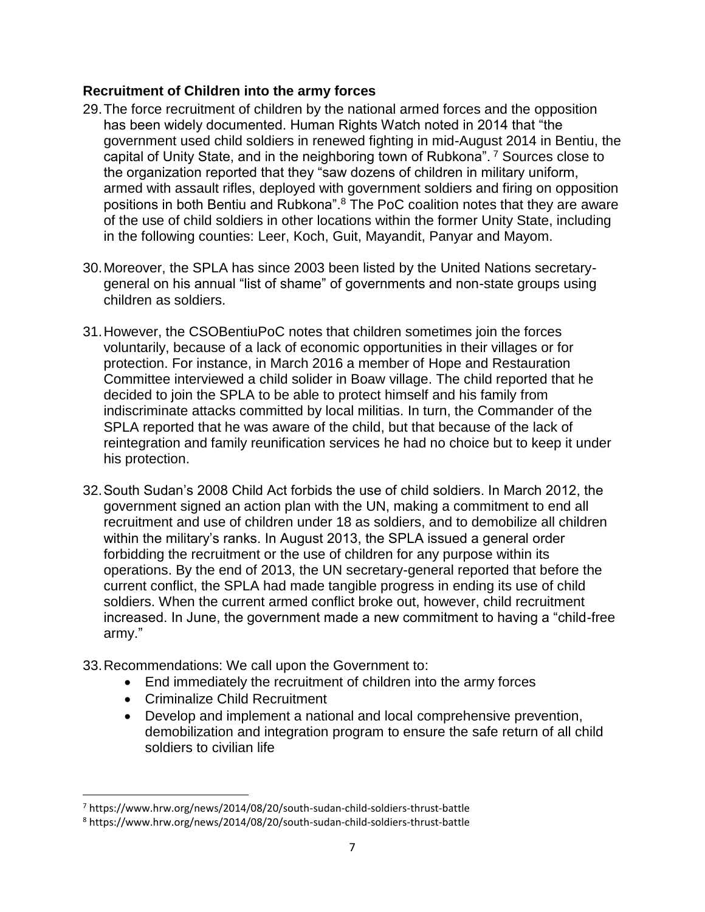**Recruitment of Children into the army forces**

29. The force recruitment of children by the national armed forces and the opposition has been widely documented. Human Rights Watch noted in 2014 that "the government used child soldiers in renewed fighting in mid-August 2014 in Bentiu, the capital of Unity State, and in the neighboring town of Rubkona".[7] Sources close to the organization reported that they "saw dozens of children in military uniform, armed with assault rifles, deployed with government soldiers and firing on opposition positions in both Bentiu and Rubkona".[8] The PoC coalition notes that they are aware of the use of child soldiers in other locations within the former Unity State, including in the following counties: Leer, Koch, Guit, Mayandit, Panyar and Mayom.

30. Moreover, the SPLA has since 2003 been listed by the United Nations secretary-general on his annual "list of shame" of governments and non-state groups using children as soldiers.

31. However, the CSOBentiuPoC notes that children sometimes join the forces voluntarily, because of a lack of economic opportunities in their villages or for protection. For instance, in March 2016 a member of Hope and Restauration Committee interviewed a child solider in Boaw village. The child reported that he decided to join the SPLA to be able to protect himself and his family from indiscriminate attacks committed by local militias. In turn, the Commander of the SPLA reported that he was aware of the child, but that because of the lack of reintegration and family reunification services he had no choice but to keep it under his protection.

32. South Sudan's 2008 Child Act forbids the use of child soldiers. In March 2012, the government signed an action plan with the UN, making a commitment to end all recruitment and use of children under 18 as soldiers, and to demobilize all children within the military's ranks. In August 2013, the SPLA issued a general order forbidding the recruitment or the use of children for any purpose within its operations. By the end of 2013, the UN secretary-general reported that before the current conflict, the SPLA had made tangible progress in ending its use of child soldiers. When the current armed conflict broke out, however, child recruitment increased. In June, the government made a new commitment to having a "child-free army."

33. Recommendations: We call upon the Government to:
    - End immediately the recruitment of children into the army forces
    - Criminalize Child Recruitment
    - Develop and implement a national and local comprehensive prevention, demobilization and integration program to ensure the safe return of all child soldiers to civilian life

---

[7] https://www.hrw.org/news/2014/08/20/south-sudan-child-soldiers-thrust-battle

[8] https://www.hrw.org/news/2014/08/20/south-sudan-child-soldiers-thrust-battle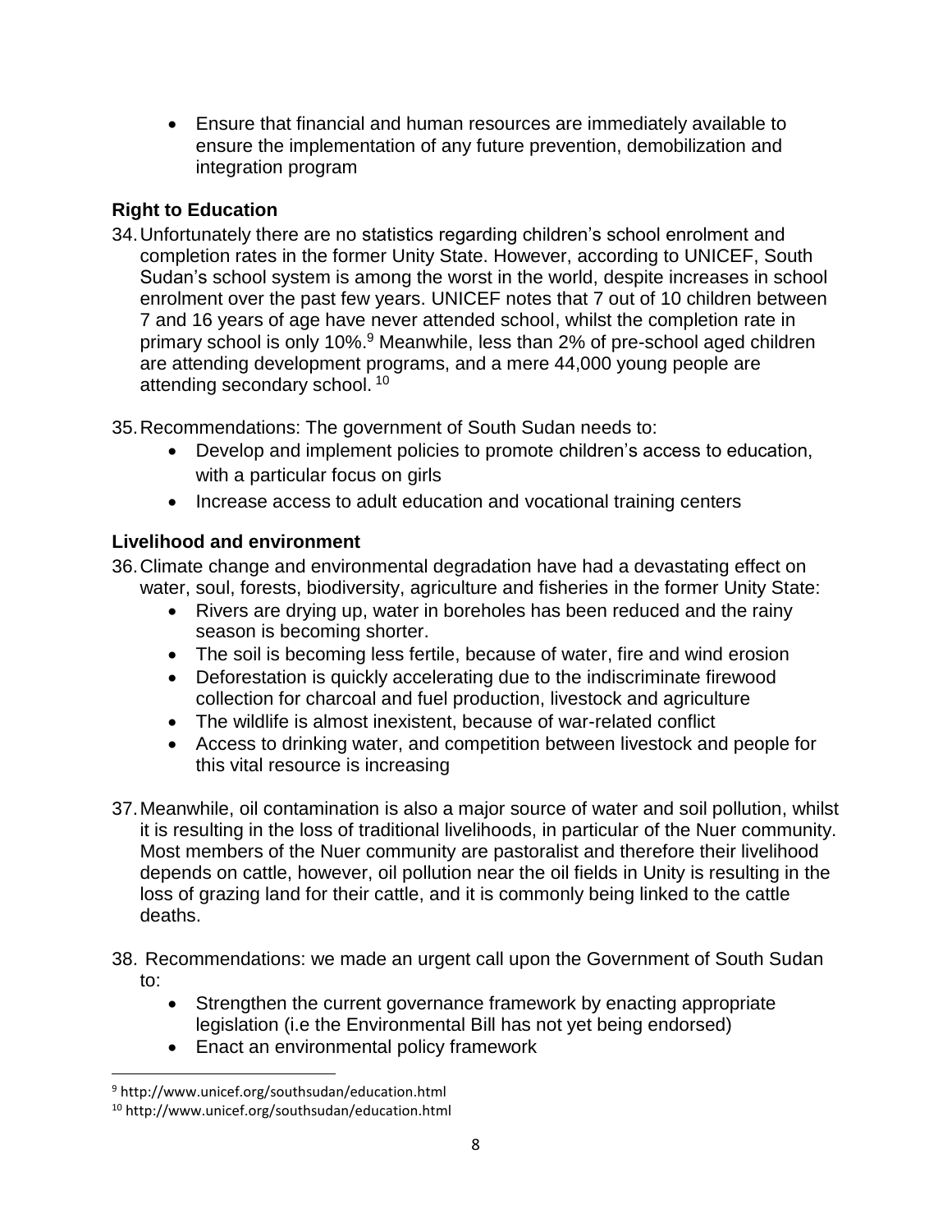- Ensure that financial and human resources are immediately available to ensure the implementation of any future prevention, demobilization and integration program

### Right to Education

34. Unfortunately there are no statistics regarding children's school enrolment and completion rates in the former Unity State. However, according to UNICEF, South Sudan's school system is among the worst in the world, despite increases in school enrolment over the past few years. UNICEF notes that 7 out of 10 children between 7 and 16 years of age have never attended school, whilst the completion rate in primary school is only 10%.[9] Meanwhile, less than 2% of pre-school aged children are attending development programs, and a mere 44,000 young people are attending secondary school.[10]

35. Recommendations: The government of South Sudan needs to:
    - Develop and implement policies to promote children's access to education, with a particular focus on girls
    - Increase access to adult education and vocational training centers

### Livelihood and environment

36. Climate change and environmental degradation have had a devastating effect on water, soul, forests, biodiversity, agriculture and fisheries in the former Unity State:
    - Rivers are drying up, water in boreholes has been reduced and the rainy season is becoming shorter.
    - The soil is becoming less fertile, because of water, fire and wind erosion
    - Deforestation is quickly accelerating due to the indiscriminate firewood collection for charcoal and fuel production, livestock and agriculture
    - The wildlife is almost inexistent, because of war-related conflict
    - Access to drinking water, and competition between livestock and people for this vital resource is increasing

37. Meanwhile, oil contamination is also a major source of water and soil pollution, whilst it is resulting in the loss of traditional livelihoods, in particular of the Nuer community. Most members of the Nuer community are pastoralist and therefore their livelihood depends on cattle, however, oil pollution near the oil fields in Unity is resulting in the loss of grazing land for their cattle, and it is commonly being linked to the cattle deaths.

38. Recommendations: we made an urgent call upon the Government of South Sudan to:
    - Strengthen the current governance framework by enacting appropriate legislation (i.e the Environmental Bill has not yet being endorsed)
    - Enact an environmental policy framework

---

[9] http://www.unicef.org/southsudan/education.html

[10] http://www.unicef.org/southsudan/education.html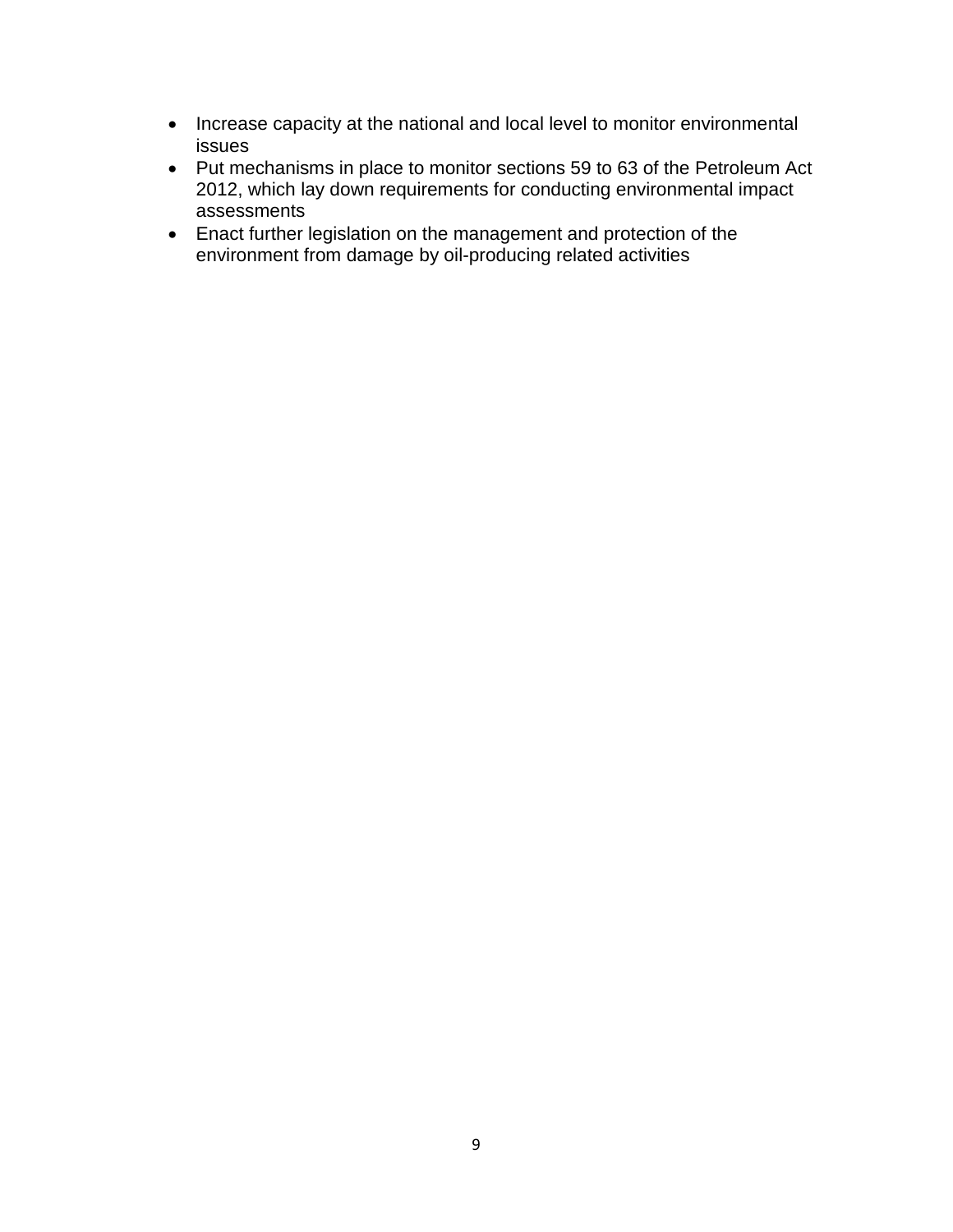- Increase capacity at the national and local level to monitor environmental issues
- Put mechanisms in place to monitor sections 59 to 63 of the Petroleum Act 2012, which lay down requirements for conducting environmental impact assessments
- Enact further legislation on the management and protection of the environment from damage by oil-producing related activities